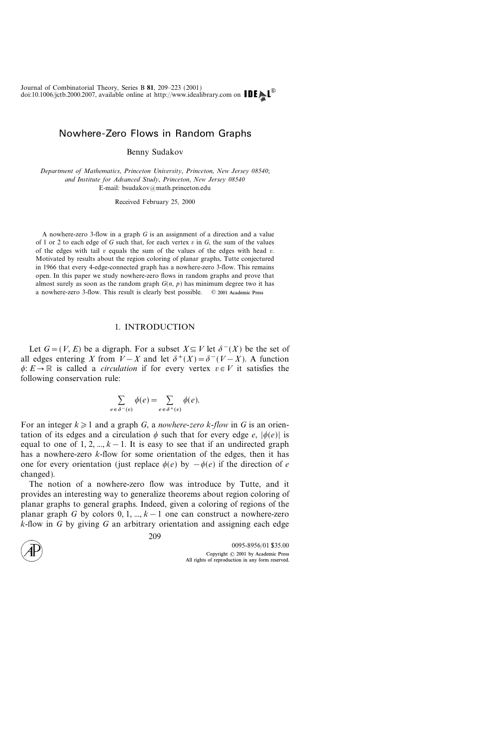# Nowhere-Zero Flows in Random Graphs

Benny Sudakov

*Department of Mathematics, Princeton University, Princeton, New Jersey 08540; and Institute for Advanced Study, Princeton, New Jersey 08540*
E-mail: bsudakov@math.princeton.edu

Received February 25, 2000

A nowhere-zero 3-flow in a graph $G$ is an assignment of a direction and a value of 1 or 2 to each edge of $G$ such that, for each vertex $v$ in $G$, the sum of the values of the edges with tail $v$ equals the sum of the values of the edges with head $v$. Motivated by results about the region coloring of planar graphs, Tutte conjectured in 1966 that every 4-edge-connected graph has a nowhere-zero 3-flow. This remains open. In this paper we study nowhere-zero flows in random graphs and prove that almost surely as soon as the random graph $G(n, p)$ has minimum degree two it has a nowhere-zero 3-flow. This result is clearly best possible. © 2001 Academic Press

## 1. INTRODUCTION

Let $G = (V, E)$ be a digraph. For a subset $X \subseteq V$ let $\delta^-(X)$ be the set of all edges entering $X$ from $V - X$ and let $\delta^+(X) = \delta^-(V - X)$. A function $\phi: E \to \mathbb{R}$ is called a *circulation* if for every vertex $v \in V$ it satisfies the following conservation rule:

$$\sum_{e \in \delta^-(v)} \phi(e) = \sum_{e \in \delta^+(v)} \phi(e).$$

For an integer $k \geq 1$ and a graph $G$, a *nowhere-zero $k$-flow* in $G$ is an orientation of its edges and a circulation $\phi$ such that for every edge $e$, $|\phi(e)|$ is equal to one of $1, 2, ..., k-1$. It is easy to see that if an undirected graph has a nowhere-zero $k$-flow for some orientation of the edges, then it has one for every orientation (just replace $\phi(e)$ by $-\phi(e)$ if the direction of $e$ changed).

The notion of a nowhere-zero flow was introduce by Tutte, and it provides an interesting way to generalize theorems about region coloring of planar graphs to general graphs. Indeed, given a coloring of regions of the planar graph $G$ by colors $0, 1, ..., k-1$ one can construct a nowhere-zero $k$-flow in $G$ by giving $G$ an arbitrary orientation and assigning each edge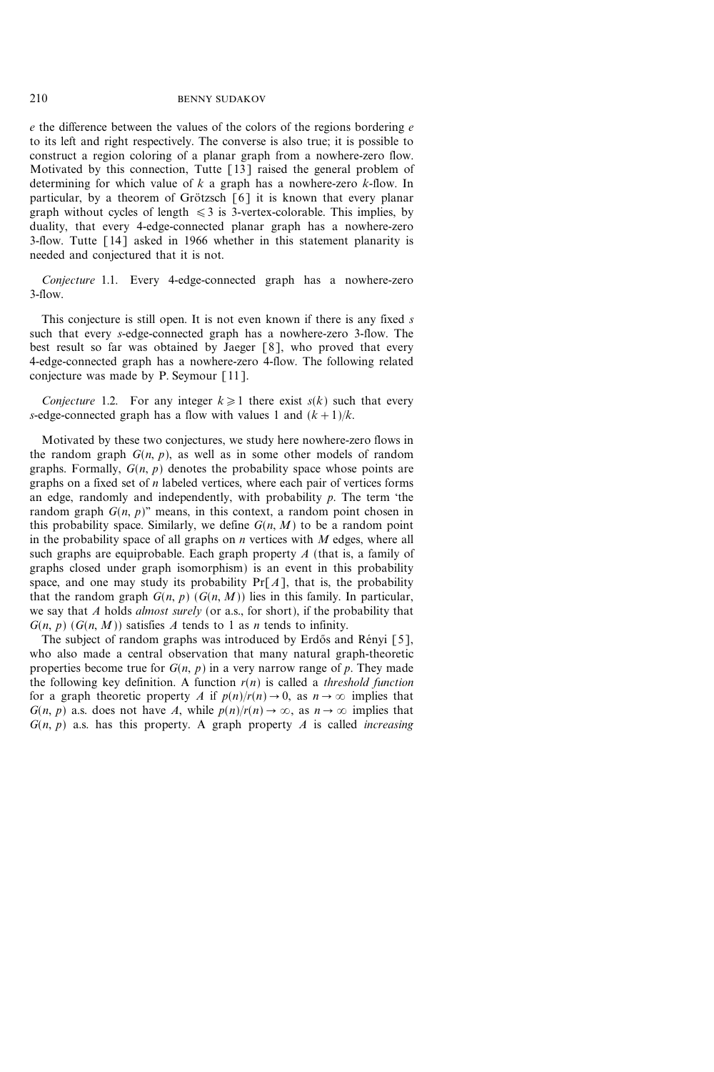$e$ the difference between the values of the colors of the regions bordering $e$ to its left and right respectively. The converse is also true; it is possible to construct a region coloring of a planar graph from a nowhere-zero flow. Motivated by this connection, Tutte [13] raised the general problem of determining for which value of $k$ a graph has a nowhere-zero $k$-flow. In particular, by a theorem of Grötzsch [6] it is known that every planar graph without cycles of length $\leqslant 3$ is 3-vertex-colorable. This implies, by duality, that every 4-edge-connected planar graph has a nowhere-zero 3-flow. Tutte [14] asked in 1966 whether in this statement planarity is needed and conjectured that it is not.

*Conjecture* 1.1. Every 4-edge-connected graph has a nowhere-zero 3-flow.

This conjecture is still open. It is not even known if there is any fixed $s$ such that every $s$-edge-connected graph has a nowhere-zero 3-flow. The best result so far was obtained by Jaeger [8], who proved that every 4-edge-connected graph has a nowhere-zero 4-flow. The following related conjecture was made by P. Seymour [11].

*Conjecture* 1.2. For any integer $k \geqslant 1$ there exist $s(k)$ such that every $s$-edge-connected graph has a flow with values 1 and $(k+1)/k$.

Motivated by these two conjectures, we study here nowhere-zero flows in the random graph $G(n, p)$, as well as in some other models of random graphs. Formally, $G(n, p)$ denotes the probability space whose points are graphs on a fixed set of $n$ labeled vertices, where each pair of vertices forms an edge, randomly and independently, with probability $p$. The term 'the random graph $G(n, p)$" means, in this context, a random point chosen in this probability space. Similarly, we define $G(n, M)$ to be a random point in the probability space of all graphs on $n$ vertices with $M$ edges, where all such graphs are equiprobable. Each graph property $A$ (that is, a family of graphs closed under graph isomorphism) is an event in this probability space, and one may study its probability $\Pr[A]$, that is, the probability that the random graph $G(n, p)$ ($G(n, M)$) lies in this family. In particular, we say that $A$ holds *almost surely* (or a.s., for short), if the probability that $G(n, p)$ ($G(n, M)$) satisfies $A$ tends to 1 as $n$ tends to infinity.

The subject of random graphs was introduced by Erdős and Rényi [5], who also made a central observation that many natural graph-theoretic properties become true for $G(n, p)$ in a very narrow range of $p$. They made the following key definition. A function $r(n)$ is called a *threshold function* for a graph theoretic property $A$ if $p(n)/r(n) \to 0$, as $n \to \infty$ implies that $G(n, p)$ a.s. does not have $A$, while $p(n)/r(n) \to \infty$, as $n \to \infty$ implies that $G(n, p)$ a.s. has this property. A graph property $A$ is called *increasing*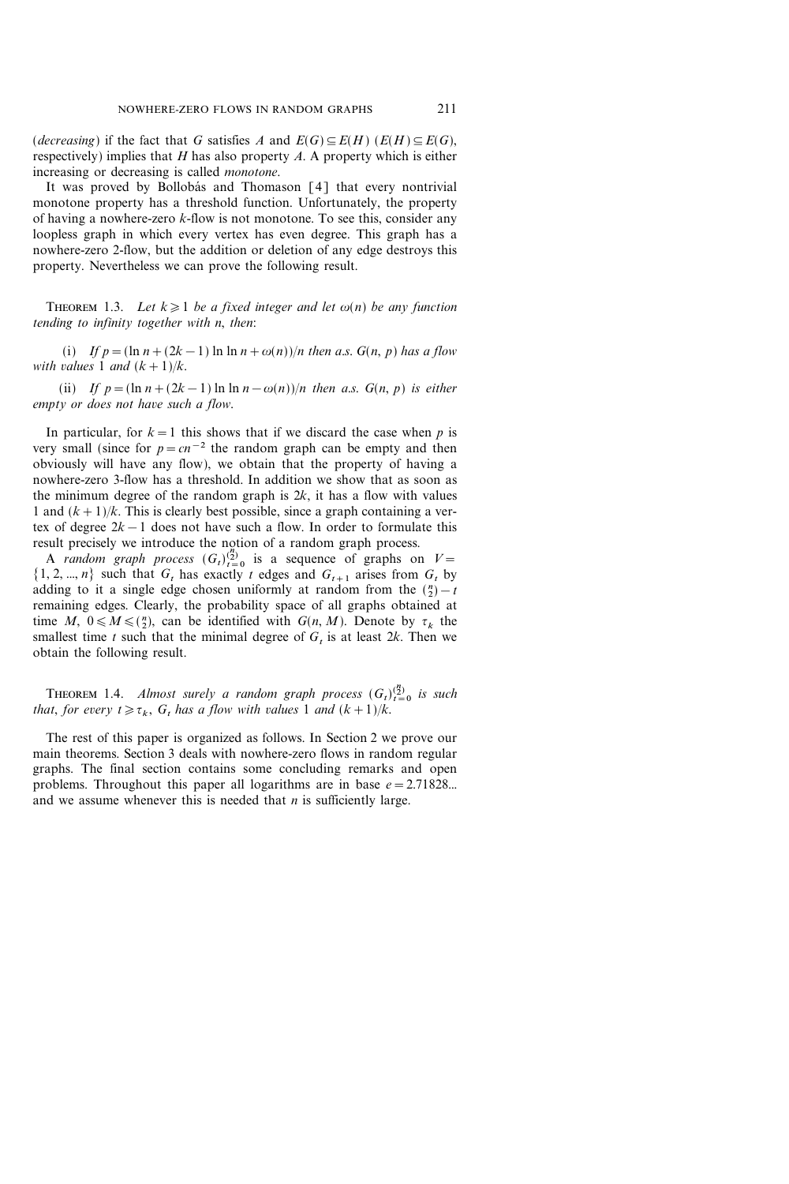(*decreasing*) if the fact that $G$ satisfies $A$ and $E(G) \subseteq E(H)$ ($E(H) \subseteq E(G)$, respectively) implies that $H$ has also property $A$. A property which is either increasing or decreasing is called *monotone*.

It was proved by Bollobás and Thomason [4] that every nontrivial monotone property has a threshold function. Unfortunately, the property of having a nowhere-zero $k$-flow is not monotone. To see this, consider any loopless graph in which every vertex has even degree. This graph has a nowhere-zero 2-flow, but the addition or deletion of any edge destroys this property. Nevertheless we can prove the following result.

THEOREM 1.3. *Let $k \geqslant 1$ be a fixed integer and let $\omega(n)$ be any function tending to infinity together with $n$, then*:

(i) *If $p = (\ln n + (2k-1) \ln \ln n + \omega(n))/n$ then a.s. $G(n, p)$ has a flow with values 1 and $(k+1)/k$.*

(ii) *If $p = (\ln n + (2k-1) \ln \ln n - \omega(n))/n$ then a.s. $G(n, p)$ is either empty or does not have such a flow.*

In particular, for $k = 1$ this shows that if we discard the case when $p$ is very small (since for $p = cn^{-2}$ the random graph can be empty and then obviously will have any flow), we obtain that the property of having a nowhere-zero 3-flow has a threshold. In addition we show that as soon as the minimum degree of the random graph is $2k$, it has a flow with values 1 and $(k+1)/k$. This is clearly best possible, since a graph containing a vertex of degree $2k-1$ does not have such a flow. In order to formulate this result precisely we introduce the notion of a random graph process.

A *random graph process* $(G_t)_{t=0}^{\binom{n}{2}}$ is a sequence of graphs on $V = \{1, 2, ..., n\}$ such that $G_t$ has exactly $t$ edges and $G_{t+1}$ arises from $G_t$ by adding to it a single edge chosen uniformly at random from the $\binom{n}{2} - t$ remaining edges. Clearly, the probability space of all graphs obtained at time $M$, $0 \leqslant M \leqslant \binom{n}{2}$, can be identified with $G(n, M)$. Denote by $\tau_k$ the smallest time $t$ such that the minimal degree of $G_t$ is at least $2k$. Then we obtain the following result.

THEOREM 1.4. *Almost surely a random graph process $(G_t)_{t=0}^{\binom{n}{2}}$ is such that, for every $t \geqslant \tau_k$, $G_t$ has a flow with values 1 and $(k+1)/k$.*

The rest of this paper is organized as follows. In Section 2 we prove our main theorems. Section 3 deals with nowhere-zero flows in random regular graphs. The final section contains some concluding remarks and open problems. Throughout this paper all logarithms are in base $e = 2.71828...$ and we assume whenever this is needed that $n$ is sufficiently large.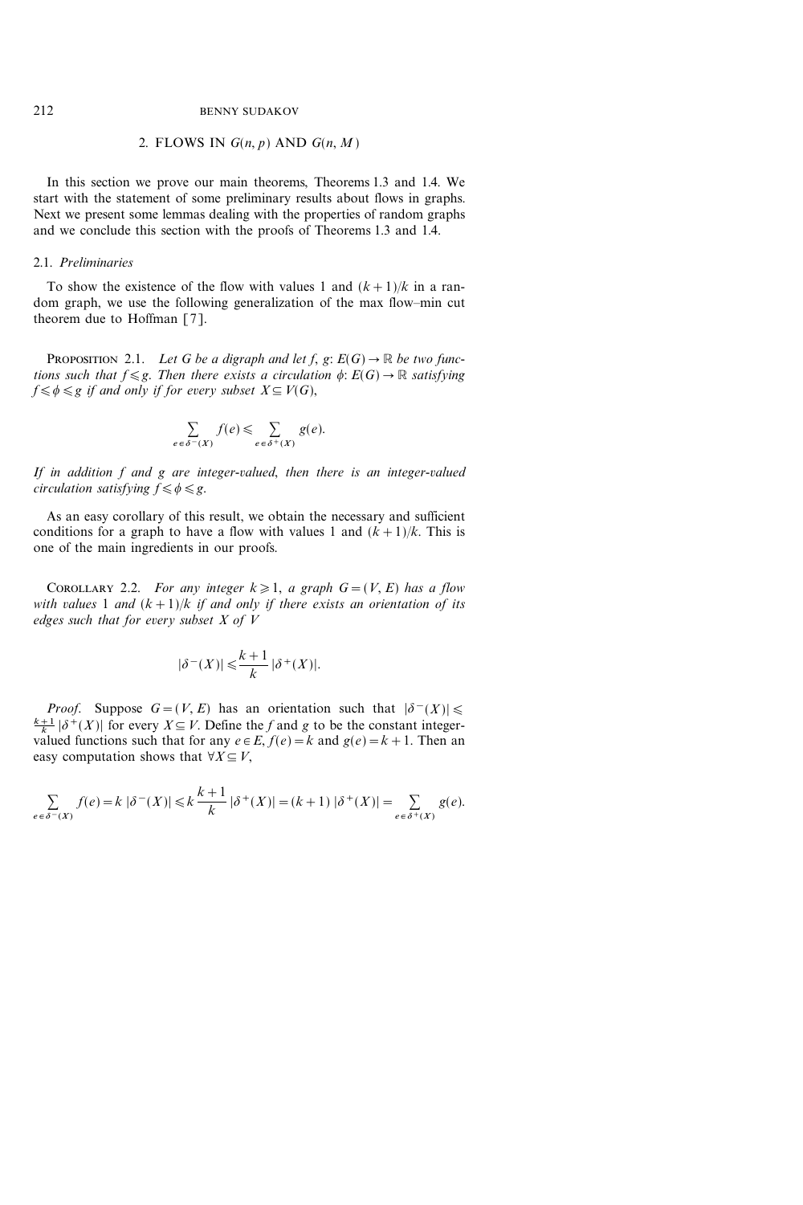## 2. FLOWS IN $G(n, p)$ AND $G(n, M)$

In this section we prove our main theorems, Theorems 1.3 and 1.4. We start with the statement of some preliminary results about flows in graphs. Next we present some lemmas dealing with the properties of random graphs and we conclude this section with the proofs of Theorems 1.3 and 1.4.

### 2.1. *Preliminaries*

To show the existence of the flow with values 1 and $(k+1)/k$ in a random graph, we use the following generalization of the max flow–min cut theorem due to Hoffman [7].

PROPOSITION 2.1. *Let $G$ be a digraph and let $f$, $g$: $E(G) \to \mathbb{R}$ be two functions such that $f \leqslant g$. Then there exists a circulation $\phi$: $E(G) \to \mathbb{R}$ satisfying $f \leqslant \phi \leqslant g$ if and only if for every subset $X \subseteq V(G)$,*

$$\sum_{e \in \delta^-(X)} f(e) \leqslant \sum_{e \in \delta^+(X)} g(e).$$

*If in addition $f$ and $g$ are integer-valued, then there is an integer-valued circulation satisfying $f \leqslant \phi \leqslant g$.*

As an easy corollary of this result, we obtain the necessary and sufficient conditions for a graph to have a flow with values 1 and $(k+1)/k$. This is one of the main ingredients in our proofs.

COROLLARY 2.2. *For any integer $k \geqslant 1$, a graph $G = (V, E)$ has a flow with values 1 and $(k+1)/k$ if and only if there exists an orientation of its edges such that for every subset $X$ of $V$*

$$|\delta^-(X)| \leqslant \frac{k+1}{k} |\delta^+(X)|.$$

*Proof.* Suppose $G = (V, E)$ has an orientation such that $|\delta^-(X)| \leqslant \frac{k+1}{k} |\delta^+(X)|$ for every $X \subseteq V$. Define the $f$ and $g$ to be the constant integer-valued functions such that for any $e \in E$, $f(e) = k$ and $g(e) = k+1$. Then an easy computation shows that $\forall X \subseteq V$,

$$\sum_{e \in \delta^-(X)} f(e) = k\, |\delta^-(X)| \leqslant k \frac{k+1}{k} |\delta^+(X)| = (k+1)\, |\delta^+(X)| = \sum_{e \in \delta^+(X)} g(e).$$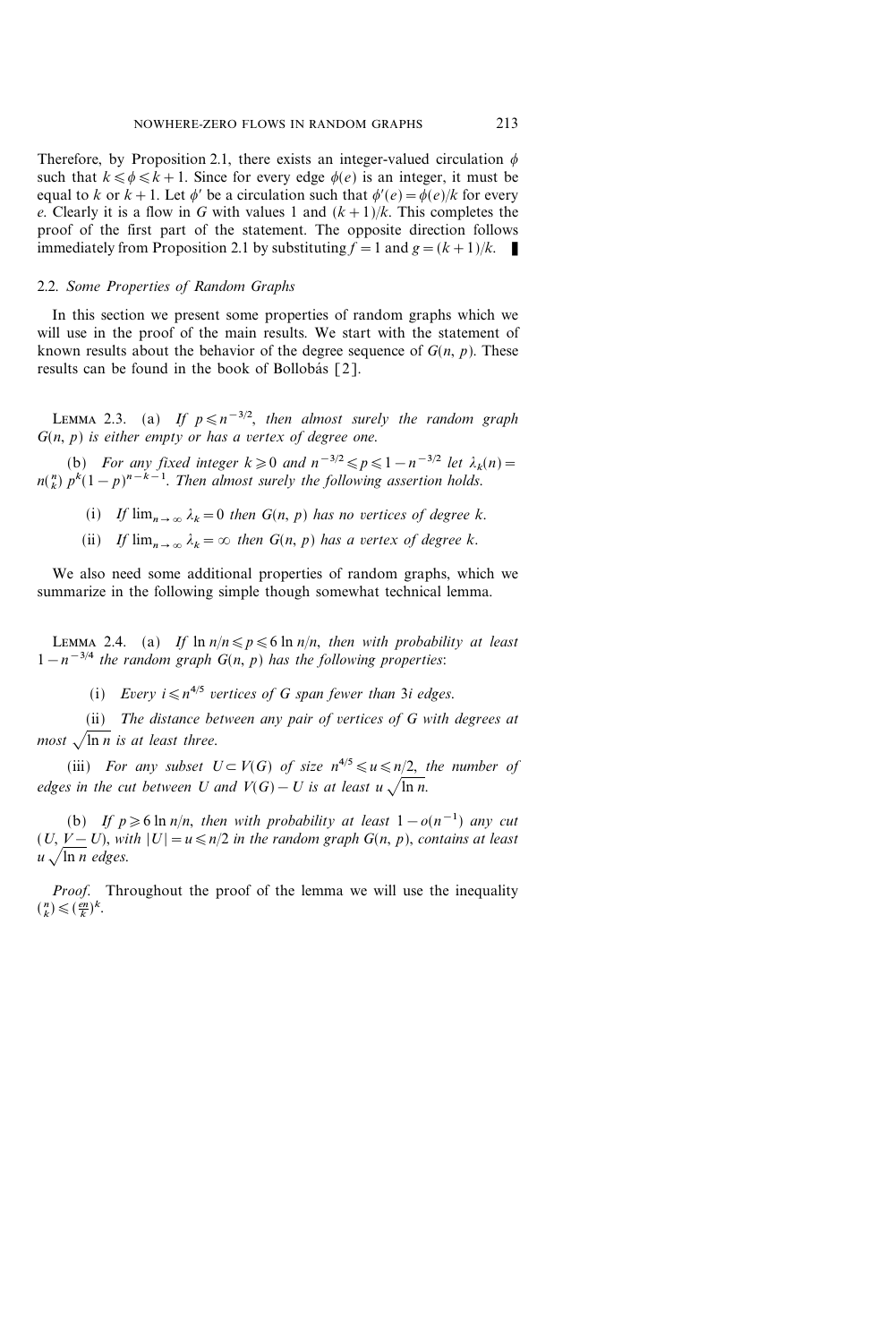Therefore, by Proposition 2.1, there exists an integer-valued circulation $\phi$ such that $k \leqslant \phi \leqslant k+1$. Since for every edge $\phi(e)$ is an integer, it must be equal to $k$ or $k+1$. Let $\phi'$ be a circulation such that $\phi'(e) = \phi(e)/k$ for every $e$. Clearly it is a flow in $G$ with values 1 and $(k+1)/k$. This completes the proof of the first part of the statement. The opposite direction follows immediately from Proposition 2.1 by substituting $f = 1$ and $g = (k+1)/k$. ∎

### 2.2. *Some Properties of Random Graphs*

In this section we present some properties of random graphs which we will use in the proof of the main results. We start with the statement of known results about the behavior of the degree sequence of $G(n, p)$. These results can be found in the book of Bollobás [2].

LEMMA 2.3. (a) *If $p \leqslant n^{-3/2}$, then almost surely the random graph $G(n, p)$ is either empty or has a vertex of degree one.*

(b) *For any fixed integer $k \geqslant 0$ and $n^{-3/2} \leqslant p \leqslant 1 - n^{-3/2}$ let $\lambda_k(n) = n\binom{n}{k} p^k (1-p)^{n-k-1}$. Then almost surely the following assertion holds.*

(i) *If $\lim_{n \to \infty} \lambda_k = 0$ then $G(n, p)$ has no vertices of degree $k$.*

(ii) *If $\lim_{n \to \infty} \lambda_k = \infty$ then $G(n, p)$ has a vertex of degree $k$.*

We also need some additional properties of random graphs, which we summarize in the following simple though somewhat technical lemma.

LEMMA 2.4. (a) *If $\ln n/n \leqslant p \leqslant 6 \ln n/n$, then with probability at least $1 - n^{-3/4}$ the random graph $G(n, p)$ has the following properties*:

(i) *Every $i \leqslant n^{4/5}$ vertices of $G$ span fewer than $3i$ edges.*

(ii) *The distance between any pair of vertices of $G$ with degrees at most $\sqrt{\ln n}$ is at least three.*

(iii) *For any subset $U \subset V(G)$ of size $n^{4/5} \leqslant u \leqslant n/2$, the number of edges in the cut between $U$ and $V(G) - U$ is at least $u\sqrt{\ln n}$.*

(b) *If $p \geqslant 6 \ln n/n$, then with probability at least $1 - o(n^{-1})$ any cut $(U, V - U)$, with $|U| = u \leqslant n/2$ in the random graph $G(n, p)$, contains at least $u\sqrt{\ln n}$ edges.*

*Proof.* Throughout the proof of the lemma we will use the inequality $\binom{n}{k} \leqslant \left(\frac{en}{k}\right)^k$.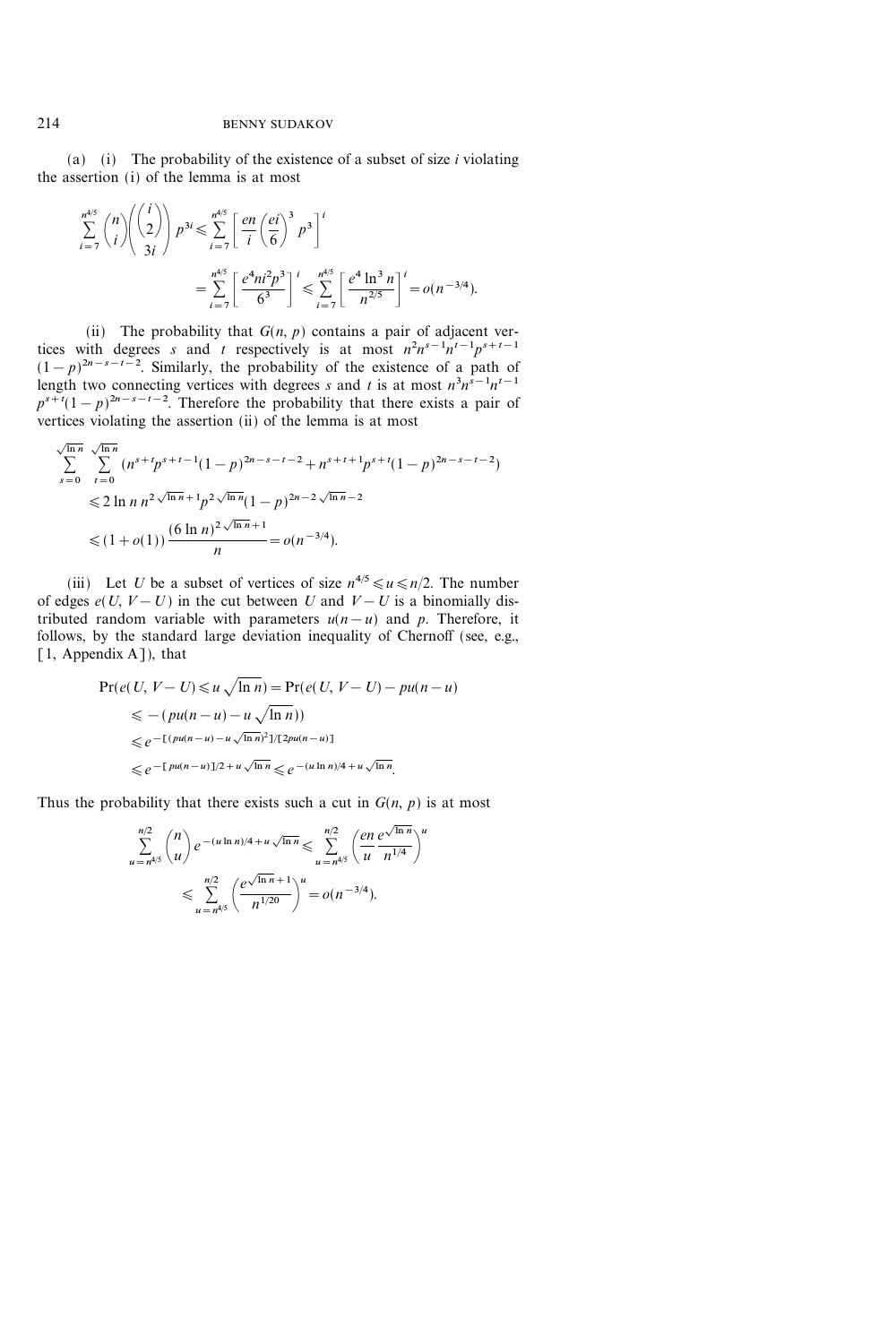(a) (i) The probability of the existence of a subset of size $i$ violating the assertion (i) of the lemma is at most

$$\sum_{i=7}^{n^{4/5}} \binom{n}{i} \binom{\binom{i}{2}}{3i} p^{3i} \leqslant \sum_{i=7}^{n^{4/5}} \left[ \frac{en}{i} \left( \frac{ei}{6} \right)^3 p^3 \right]^i$$

$$= \sum_{i=7}^{n^{4/5}} \left[ \frac{e^4 n i^2 p^3}{6^3} \right]^i \leqslant \sum_{i=7}^{n^{4/5}} \left[ \frac{e^4 \ln^3 n}{n^{2/5}} \right]^i = o(n^{-3/4}).$$

(ii) The probability that $G(n, p)$ contains a pair of adjacent vertices with degrees $s$ and $t$ respectively is at most $n^2 n^{s-1} n^{t-1} p^{s+t-1} (1-p)^{2n-s-t-2}$. Similarly, the probability of the existence of a path of length two connecting vertices with degrees $s$ and $t$ is at most $n^3 n^{s-1} n^{t-1} p^{s+t} (1-p)^{2n-s-t-2}$. Therefore the probability that there exists a pair of vertices violating the assertion (ii) of the lemma is at most

$$\sum_{s=0}^{\sqrt{\ln n}} \sum_{t=0}^{\sqrt{\ln n}} (n^{s+t} p^{s+t-1} (1-p)^{2n-s-t-2} + n^{s+t+1} p^{s+t} (1-p)^{2n-s-t-2})$$

$$\leqslant 2 \ln n \, n^{2\sqrt{\ln n}+1} p^{2\sqrt{\ln n}} (1-p)^{2n-2\sqrt{\ln n}-2}$$

$$\leqslant (1+o(1)) \frac{(6 \ln n)^{2\sqrt{\ln n}+1}}{n} = o(n^{-3/4}).$$

(iii) Let $U$ be a subset of vertices of size $n^{4/5} \leqslant u \leqslant n/2$. The number of edges $e(U, V-U)$ in the cut between $U$ and $V-U$ is a binomially distributed random variable with parameters $u(n-u)$ and $p$. Therefore, it follows, by the standard large deviation inequality of Chernoff (see, e.g., [1, Appendix A]), that

$$\Pr(e(U, V-U) \leqslant u\sqrt{\ln n}) = \Pr(e(U, V-U) - pu(n-u)$$

$$\leqslant -(pu(n-u) - u\sqrt{\ln n}))$$

$$\leqslant e^{-[(pu(n-u) - u\sqrt{\ln n})^2]/[2pu(n-u)]}$$

$$\leqslant e^{-[pu(n-u)]/2 + u\sqrt{\ln n}} \leqslant e^{-(u \ln n)/4 + u\sqrt{\ln n}}.$$

Thus the probability that there exists such a cut in $G(n, p)$ is at most

$$\sum_{u=n^{4/5}}^{n/2} \binom{n}{u} e^{-(u \ln n)/4 + u\sqrt{\ln n}} \leqslant \sum_{u=n^{4/5}}^{n/2} \left( \frac{en}{u} \frac{e^{\sqrt{\ln n}}}{n^{1/4}} \right)^u$$

$$\leqslant \sum_{u=n^{4/5}}^{n/2} \left( \frac{e^{\sqrt{\ln n}+1}}{n^{1/20}} \right)^u = o(n^{-3/4}).$$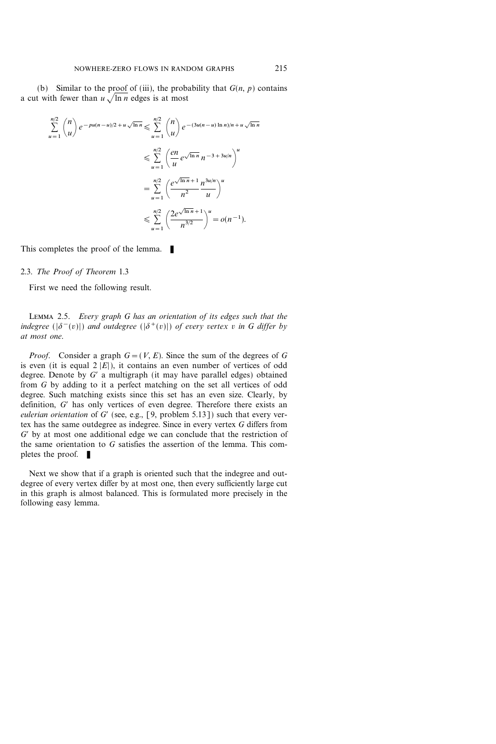(b) Similar to the proof of (iii), the probability that $G(n, p)$ contains a cut with fewer than $u\sqrt{\ln n}$ edges is at most

$$
\begin{aligned}
\sum_{u=1}^{n/2} \binom{n}{u} e^{-pu(n-u)/2 + u\sqrt{\ln n}} &\leqslant \sum_{u=1}^{n/2} \binom{n}{u} e^{-(3u(n-u)\ln n)/n + u\sqrt{\ln n}} \\
&\leqslant \sum_{u=1}^{n/2} \left( \frac{en}{u} e^{\sqrt{\ln n}} n^{-3+3u/n} \right)^u \\
&= \sum_{u=1}^{n/2} \left( \frac{e^{\sqrt{\ln n}+1}}{n^2} \frac{n^{3u/n}}{u} \right)^u \\
&\leqslant \sum_{u=1}^{n/2} \left( \frac{2e^{\sqrt{\ln n}+1}}{n^{3/2}} \right)^u = o(n^{-1}).
\end{aligned}
$$

This completes the proof of the lemma. ∎

### 2.3. *The Proof of Theorem* 1.3

First we need the following result.

LEMMA 2.5. *Every graph $G$ has an orientation of its edges such that the indegree ($|\delta^-(v)|$) and outdegree ($|\delta^+(v)|$) of every vertex $v$ in $G$ differ by at most one.*

*Proof.* Consider a graph $G = (V, E)$. Since the sum of the degrees of $G$ is even (it is equal $2|E|$), it contains an even number of vertices of odd degree. Denote by $G'$ a multigraph (it may have parallel edges) obtained from $G$ by adding to it a perfect matching on the set all vertices of odd degree. Such matching exists since this set has an even size. Clearly, by definition, $G'$ has only vertices of even degree. Therefore there exists an *eulerian orientation* of $G'$ (see, e.g., [9, problem 5.13]) such that every vertex has the same outdegree as indegree. Since in every vertex $G$ differs from $G'$ by at most one additional edge we can conclude that the restriction of the same orientation to $G$ satisfies the assertion of the lemma. This completes the proof. ∎

Next we show that if a graph is oriented such that the indegree and outdegree of every vertex differ by at most one, then every sufficiently large cut in this graph is almost balanced. This is formulated more precisely in the following easy lemma.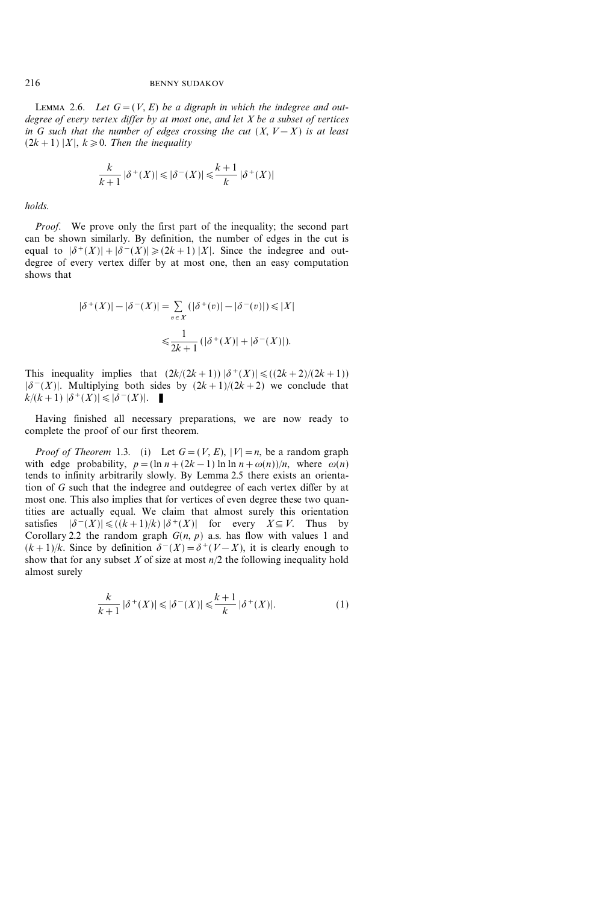**Lemma 2.6.** *Let $G=(V,E)$ be a digraph in which the indegree and outdegree of every vertex differ by at most one, and let $X$ be a subset of vertices in $G$ such that the number of edges crossing the cut $(X, V-X)$ is at least $(2k+1)\,|X|$, $k \geqslant 0$. Then the inequality*

$$\frac{k}{k+1}\,|\delta^+(X)| \leqslant |\delta^-(X)| \leqslant \frac{k+1}{k}\,|\delta^+(X)|$$

*holds.*

*Proof.* We prove only the first part of the inequality; the second part can be shown similarly. By definition, the number of edges in the cut is equal to $|\delta^+(X)|+|\delta^-(X)| \geqslant (2k+1)\,|X|$. Since the indegree and outdegree of every vertex differ by at most one, then an easy computation shows that

$$|\delta^+(X)|-|\delta^-(X)| = \sum_{v \in X} (|\delta^+(v)|-|\delta^-(v)|) \leqslant |X|$$

$$\leqslant \frac{1}{2k+1}\,(|\delta^+(X)|+|\delta^-(X)|).$$

This inequality implies that $(2k/(2k+1))\,|\delta^+(X)| \leqslant ((2k+2)/(2k+1))\,|\delta^-(X)|$. Multiplying both sides by $(2k+1)/(2k+2)$ we conclude that $k/(k+1)\,|\delta^+(X)| \leqslant |\delta^-(X)|$. ∎

Having finished all necessary preparations, we are now ready to complete the proof of our first theorem.

*Proof of Theorem* 1.3. (i) Let $G=(V,E)$, $|V|=n$, be a random graph with edge probability, $p=(\ln n+(2k-1)\ln\ln n+\omega(n))/n$, where $\omega(n)$ tends to infinity arbitrarily slowly. By Lemma 2.5 there exists an orientation of $G$ such that the indegree and outdegree of each vertex differ by at most one. This also implies that for vertices of even degree these two quantities are actually equal. We claim that almost surely this orientation satisfies $|\delta^-(X)| \leqslant ((k+1)/k)\,|\delta^+(X)|$ for every $X \subseteq V$. Thus by Corollary 2.2 the random graph $G(n,p)$ a.s. has flow with values 1 and $(k+1)/k$. Since by definition $\delta^-(X)=\delta^+(V-X)$, it is clearly enough to show that for any subset $X$ of size at most $n/2$ the following inequality hold almost surely

$$\frac{k}{k+1}\,|\delta^+(X)| \leqslant |\delta^-(X)| \leqslant \frac{k+1}{k}\,|\delta^+(X)|. \tag{1}$$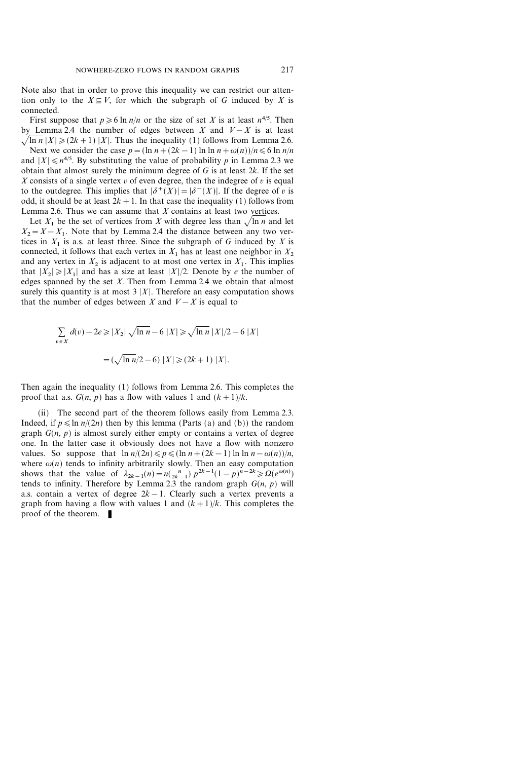Note also that in order to prove this inequality we can restrict our attention only to the $X \subseteq V$, for which the subgraph of $G$ induced by $X$ is connected.

First suppose that $p \geqslant 6 \ln n/n$ or the size of set $X$ is at least $n^{4/5}$. Then by Lemma 2.4 the number of edges between $X$ and $V - X$ is at least $\sqrt{\ln n}\, |X| \geqslant (2k+1)\, |X|$. Thus the inequality (1) follows from Lemma 2.6.

Next we consider the case $p = (\ln n + (2k-1) \ln \ln n + \omega(n))/n \leqslant 6 \ln n/n$ and $|X| \leqslant n^{4/5}$. By substituting the value of probability $p$ in Lemma 2.3 we obtain that almost surely the minimum degree of $G$ is at least $2k$. If the set $X$ consists of a single vertex $v$ of even degree, then the indegree of $v$ is equal to the outdegree. This implies that $|\delta^+(X)| = |\delta^-(X)|$. If the degree of $v$ is odd, it should be at least $2k+1$. In that case the inequality (1) follows from Lemma 2.6. Thus we can assume that $X$ contains at least two vertices.

Let $X_1$ be the set of vertices from $X$ with degree less than $\sqrt{\ln n}$ and let $X_2 = X - X_1$. Note that by Lemma 2.4 the distance between any two vertices in $X_1$ is a.s. at least three. Since the subgraph of $G$ induced by $X$ is connected, it follows that each vertex in $X_1$ has at least one neighbor in $X_2$ and any vertex in $X_2$ is adjacent to at most one vertex in $X_1$. This implies that $|X_2| \geqslant |X_1|$ and has a size at least $|X|/2$. Denote by $e$ the number of edges spanned by the set $X$. Then from Lemma 2.4 we obtain that almost surely this quantity is at most $3\, |X|$. Therefore an easy computation shows that the number of edges between $X$ and $V - X$ is equal to

$$\sum_{v \in X} d(v) - 2e \geqslant |X_2| \sqrt{\ln n} - 6\, |X| \geqslant \sqrt{\ln n}\, |X|/2 - 6\, |X|$$

$$= (\sqrt{\ln n}/2 - 6)\, |X| \geqslant (2k+1)\, |X|.$$

Then again the inequality (1) follows from Lemma 2.6. This completes the proof that a.s. $G(n, p)$ has a flow with values 1 and $(k+1)/k$.

(ii) The second part of the theorem follows easily from Lemma 2.3. Indeed, if $p \leqslant \ln n/(2n)$ then by this lemma (Parts (a) and (b)) the random graph $G(n, p)$ is almost surely either empty or contains a vertex of degree one. In the latter case it obviously does not have a flow with nonzero values. So suppose that $\ln n/(2n) \leqslant p \leqslant (\ln n + (2k-1) \ln \ln n - \omega(n))/n$, where $\omega(n)$ tends to infinity arbitrarily slowly. Then an easy computation shows that the value of $\lambda_{2k-1}(n) = n \binom{n}{2k-1} p^{2k-1} (1-p)^{n-2k} \geqslant \Omega(e^{\omega(n)})$ tends to infinity. Therefore by Lemma 2.3 the random graph $G(n, p)$ will a.s. contain a vertex of degree $2k-1$. Clearly such a vertex prevents a graph from having a flow with values 1 and $(k+1)/k$. This completes the proof of the theorem. ∎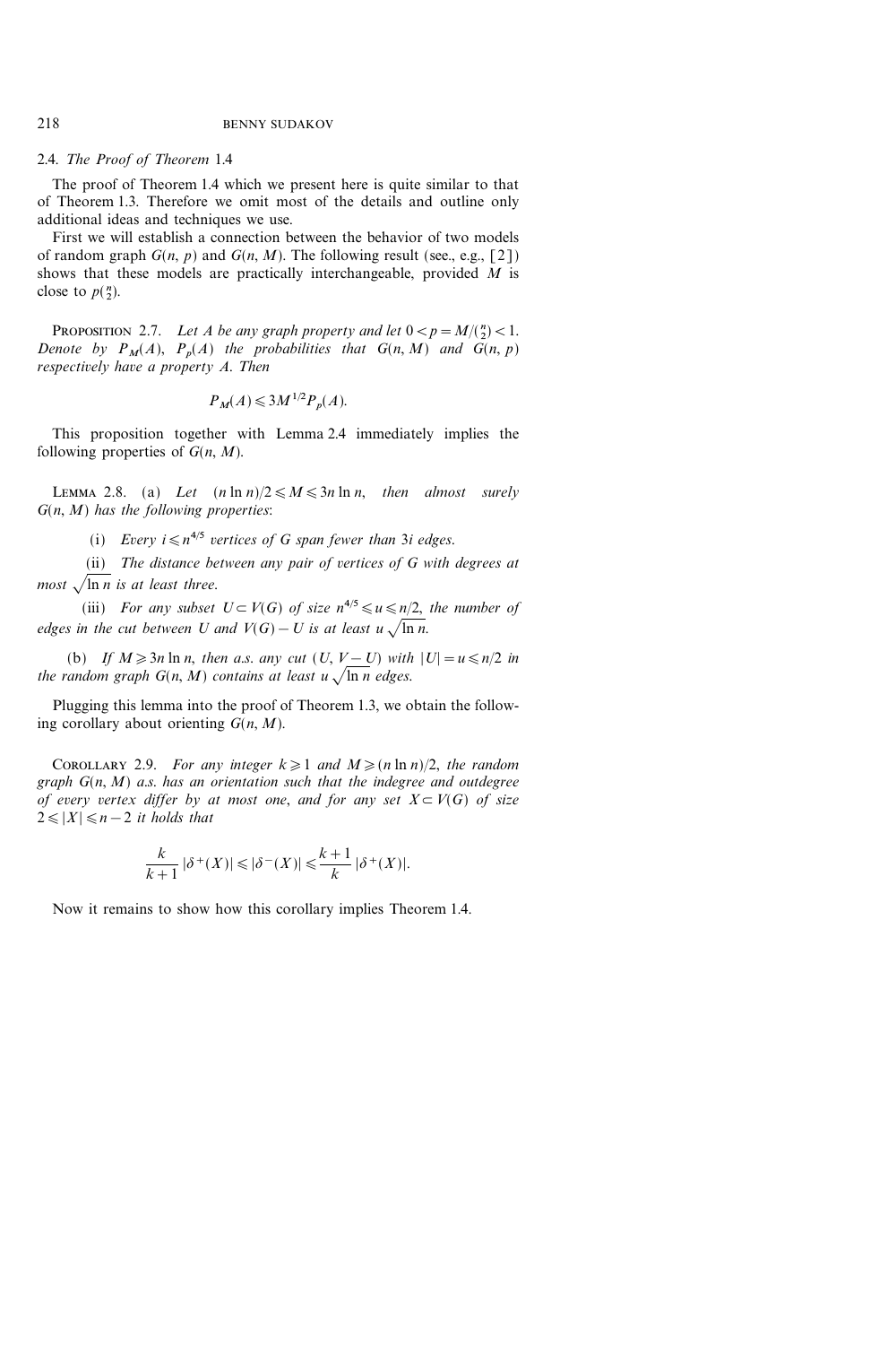### 2.4. *The Proof of Theorem* 1.4

The proof of Theorem 1.4 which we present here is quite similar to that of Theorem 1.3. Therefore we omit most of the details and outline only additional ideas and techniques we use.

First we will establish a connection between the behavior of two models of random graph $G(n, p)$ and $G(n, M)$. The following result (see., e.g., [2]) shows that these models are practically interchangeable, provided $M$ is close to $p\binom{n}{2}$.

PROPOSITION 2.7. *Let $A$ be any graph property and let $0 < p = M/\binom{n}{2} < 1$. Denote by $P_M(A)$, $P_p(A)$ the probabilities that $G(n, M)$ and $G(n, p)$ respectively have a property $A$. Then*

$$P_M(A) \leqslant 3M^{1/2} P_p(A).$$

This proposition together with Lemma 2.4 immediately implies the following properties of $G(n, M)$.

LEMMA 2.8. (a) *Let $(n \ln n)/2 \leqslant M \leqslant 3n \ln n$, then almost surely $G(n, M)$ has the following properties*:

(i) *Every $i \leqslant n^{4/5}$ vertices of $G$ span fewer than $3i$ edges.*

(ii) *The distance between any pair of vertices of $G$ with degrees at most $\sqrt{\ln n}$ is at least three.*

(iii) *For any subset $U \subset V(G)$ of size $n^{4/5} \leqslant u \leqslant n/2$, the number of edges in the cut between $U$ and $V(G) - U$ is at least $u\sqrt{\ln n}$.*

(b) *If $M \geqslant 3n \ln n$, then a.s. any cut $(U, V - U)$ with $|U| = u \leqslant n/2$ in the random graph $G(n, M)$ contains at least $u\sqrt{\ln n}$ edges.*

Plugging this lemma into the proof of Theorem 1.3, we obtain the following corollary about orienting $G(n, M)$.

COROLLARY 2.9. *For any integer $k \geqslant 1$ and $M \geqslant (n \ln n)/2$, the random graph $G(n, M)$ a.s. has an orientation such that the indegree and outdegree of every vertex differ by at most one, and for any set $X \subset V(G)$ of size $2 \leqslant |X| \leqslant n - 2$ it holds that*

$$\frac{k}{k+1}\,|\delta^+(X)| \leqslant |\delta^-(X)| \leqslant \frac{k+1}{k}\,|\delta^+(X)|.$$

Now it remains to show how this corollary implies Theorem 1.4.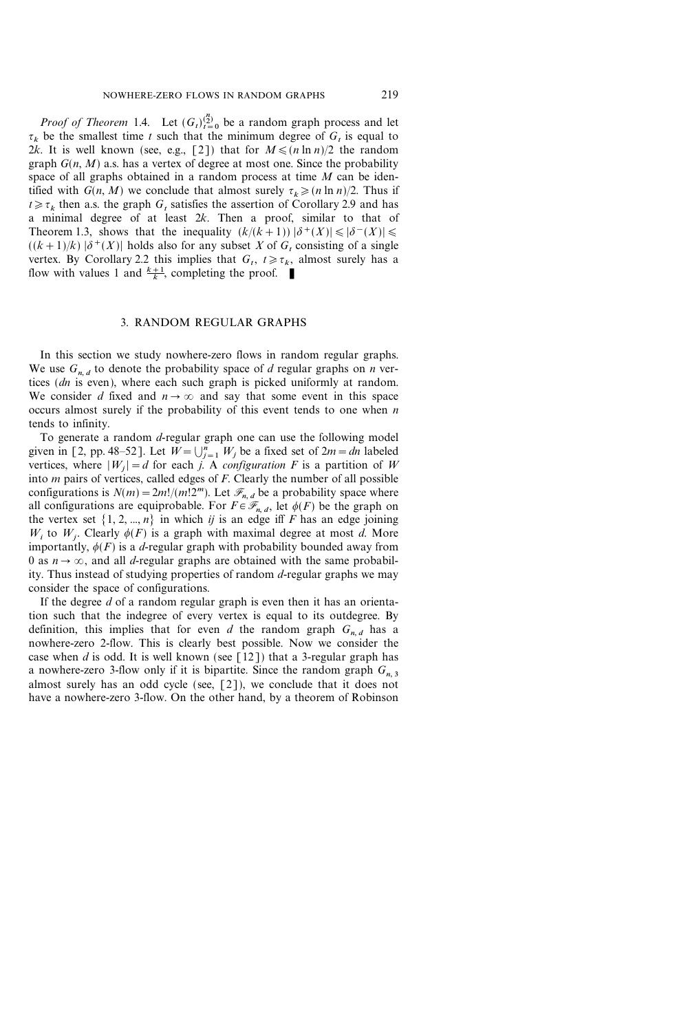*Proof of Theorem* 1.4. Let $(G_t)_{t=0}^{\binom{n}{2}}$ be a random graph process and let $\tau_k$ be the smallest time $t$ such that the minimum degree of $G_t$ is equal to $2k$. It is well known (see, e.g., [2]) that for $M \leqslant (n \ln n)/2$ the random graph $G(n, M)$ a.s. has a vertex of degree at most one. Since the probability space of all graphs obtained in a random process at time $M$ can be identified with $G(n, M)$ we conclude that almost surely $\tau_k \geqslant (n \ln n)/2$. Thus if $t \geqslant \tau_k$ then a.s. the graph $G_t$ satisfies the assertion of Corollary 2.9 and has a minimal degree of at least $2k$. Then a proof, similar to that of Theorem 1.3, shows that the inequality $(k/(k+1))\, |\delta^+(X)| \leqslant |\delta^-(X)| \leqslant ((k+1)/k)\, |\delta^+(X)|$ holds also for any subset $X$ of $G_t$ consisting of a single vertex. By Corollary 2.2 this implies that $G_t$, $t \geqslant \tau_k$, almost surely has a flow with values 1 and $\frac{k+1}{k}$, completing the proof. ∎

## 3. RANDOM REGULAR GRAPHS

In this section we study nowhere-zero flows in random regular graphs. We use $G_{n,d}$ to denote the probability space of $d$ regular graphs on $n$ vertices ($dn$ is even), where each such graph is picked uniformly at random. We consider $d$ fixed and $n \to \infty$ and say that some event in this space occurs almost surely if the probability of this event tends to one when $n$ tends to infinity.

To generate a random $d$-regular graph one can use the following model given in [2, pp. 48–52]. Let $W = \bigcup_{j=1}^{n} W_j$ be a fixed set of $2m = dn$ labeled vertices, where $|W_j| = d$ for each $j$. A *configuration* $F$ is a partition of $W$ into $m$ pairs of vertices, called edges of $F$. Clearly the number of all possible configurations is $N(m) = 2m!/(m! 2^m)$. Let $\mathscr{F}_{n,d}$ be a probability space where all configurations are equiprobable. For $F \in \mathscr{F}_{n,d}$, let $\phi(F)$ be the graph on the vertex set $\{1, 2, ..., n\}$ in which $ij$ is an edge iff $F$ has an edge joining $W_i$ to $W_j$. Clearly $\phi(F)$ is a graph with maximal degree at most $d$. More importantly, $\phi(F)$ is a $d$-regular graph with probability bounded away from 0 as $n \to \infty$, and all $d$-regular graphs are obtained with the same probability. Thus instead of studying properties of random $d$-regular graphs we may consider the space of configurations.

If the degree $d$ of a random regular graph is even then it has an orientation such that the indegree of every vertex is equal to its outdegree. By definition, this implies that for even $d$ the random graph $G_{n,d}$ has a nowhere-zero 2-flow. This is clearly best possible. Now we consider the case when $d$ is odd. It is well known (see [12]) that a 3-regular graph has a nowhere-zero 3-flow only if it is bipartite. Since the random graph $G_{n,3}$ almost surely has an odd cycle (see, [2]), we conclude that it does not have a nowhere-zero 3-flow. On the other hand, by a theorem of Robinson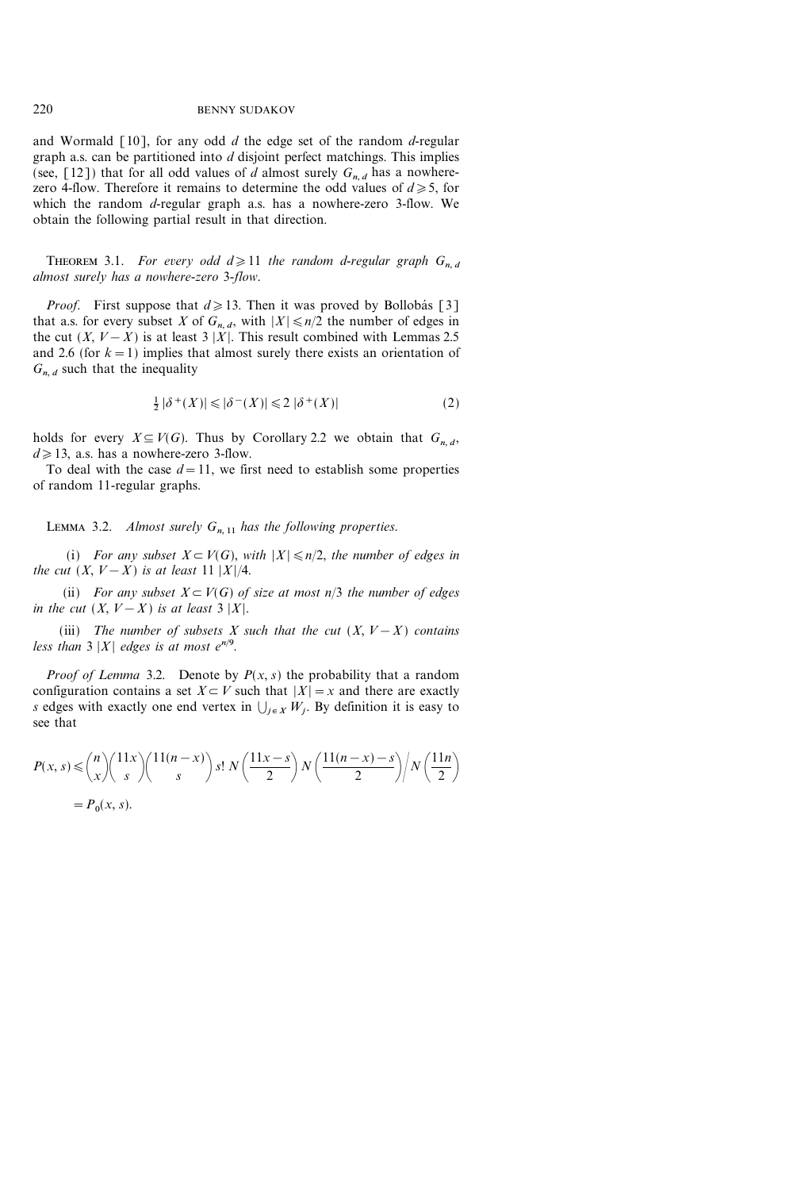and Wormald [10], for any odd $d$ the edge set of the random $d$-regular graph a.s. can be partitioned into $d$ disjoint perfect matchings. This implies (see, [12]) that for all odd values of $d$ almost surely $G_{n,d}$ has a nowhere-zero 4-flow. Therefore it remains to determine the odd values of $d \geqslant 5$, for which the random $d$-regular graph a.s. has a nowhere-zero 3-flow. We obtain the following partial result in that direction.

THEOREM 3.1. *For every odd $d \geqslant 11$ the random $d$-regular graph $G_{n,d}$ almost surely has a nowhere-zero 3-flow.*

*Proof.* First suppose that $d \geqslant 13$. Then it was proved by Bollobás [3] that a.s. for every subset $X$ of $G_{n,d}$, with $|X| \leqslant n/2$ the number of edges in the cut $(X, V-X)$ is at least $3\,|X|$. This result combined with Lemmas 2.5 and 2.6 (for $k=1$) implies that almost surely there exists an orientation of $G_{n,d}$ such that the inequality

$$\tfrac{1}{2}\,|\delta^+(X)| \leqslant |\delta^-(X)| \leqslant 2\,|\delta^+(X)| \tag{2}$$

holds for every $X \subseteq V(G)$. Thus by Corollary 2.2 we obtain that $G_{n,d}$, $d \geqslant 13$, a.s. has a nowhere-zero 3-flow.

To deal with the case $d = 11$, we first need to establish some properties of random 11-regular graphs.

LEMMA 3.2. *Almost surely $G_{n,11}$ has the following properties.*

(i) *For any subset $X \subset V(G)$, with $|X| \leqslant n/2$, the number of edges in the cut $(X, V-X)$ is at least $11\,|X|/4$.*

(ii) *For any subset $X \subset V(G)$ of size at most $n/3$ the number of edges in the cut $(X, V-X)$ is at least $3\,|X|$.*

(iii) *The number of subsets $X$ such that the cut $(X, V-X)$ contains less than $3\,|X|$ edges is at most $e^{n/9}$.*

*Proof of Lemma* 3.2. Denote by $P(x, s)$ the probability that a random configuration contains a set $X \subset V$ such that $|X| = x$ and there are exactly $s$ edges with exactly one end vertex in $\bigcup_{j \in X} W_j$. By definition it is easy to see that

$$P(x, s) \leqslant \binom{n}{x}\binom{11x}{s}\binom{11(n-x)}{s}\, s!\; N\!\left(\frac{11x-s}{2}\right) N\!\left(\frac{11(n-x)-s}{2}\right) \Big/ N\!\left(\frac{11n}{2}\right)$$

$$= P_0(x, s).$$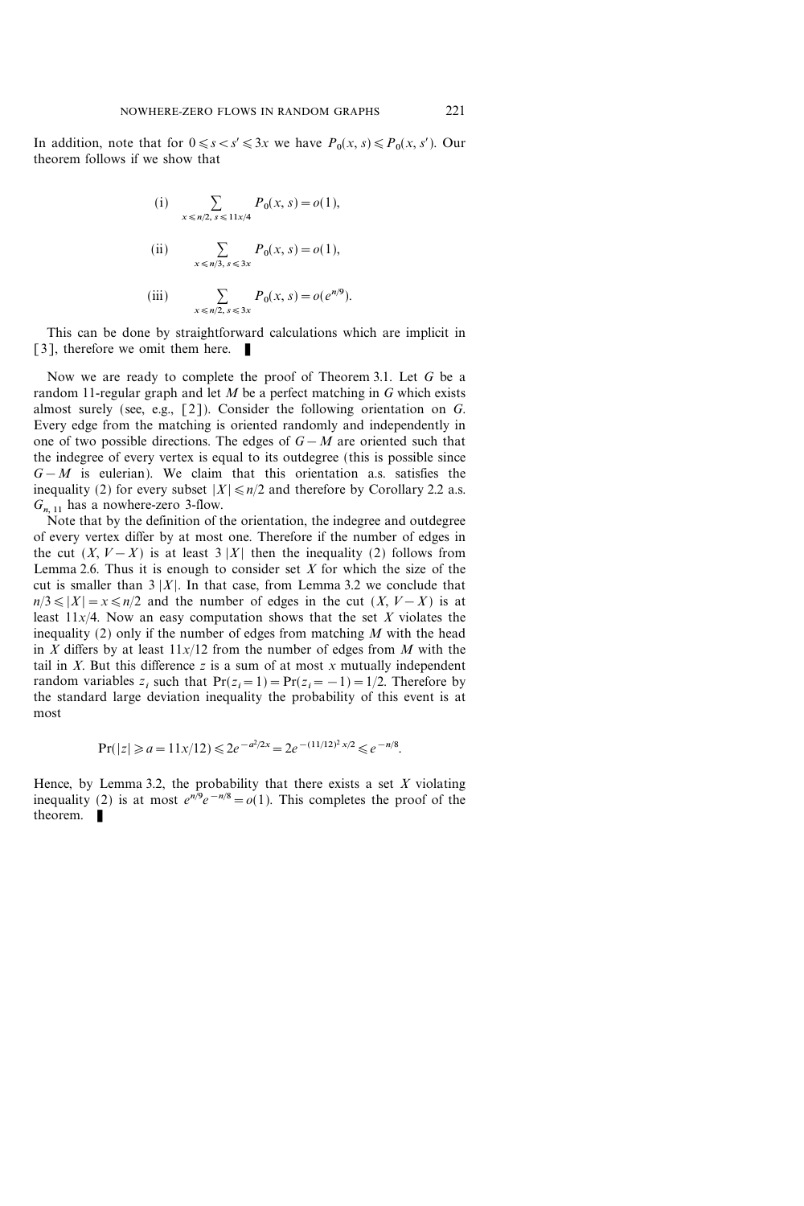In addition, note that for $0 \leqslant s < s' \leqslant 3x$ we have $P_0(x, s) \leqslant P_0(x, s')$. Our theorem follows if we show that

$$\text{(i)} \quad \sum_{x \leqslant n/2,\, s \leqslant 11x/4} P_0(x, s) = o(1),$$

$$\text{(ii)} \quad \sum_{x \leqslant n/3,\, s \leqslant 3x} P_0(x, s) = o(1),$$

$$\text{(iii)} \quad \sum_{x \leqslant n/2,\, s \leqslant 3x} P_0(x, s) = o(e^{n/9}).$$

This can be done by straightforward calculations which are implicit in [3], therefore we omit them here. ∎

Now we are ready to complete the proof of Theorem 3.1. Let $G$ be a random 11-regular graph and let $M$ be a perfect matching in $G$ which exists almost surely (see, e.g., [2]). Consider the following orientation on $G$. Every edge from the matching is oriented randomly and independently in one of two possible directions. The edges of $G - M$ are oriented such that the indegree of every vertex is equal to its outdegree (this is possible since $G - M$ is eulerian). We claim that this orientation a.s. satisfies the inequality (2) for every subset $|X| \leqslant n/2$ and therefore by Corollary 2.2 a.s. $G_{n,11}$ has a nowhere-zero 3-flow.

Note that by the definition of the orientation, the indegree and outdegree of every vertex differ by at most one. Therefore if the number of edges in the cut $(X, V - X)$ is at least $3|X|$ then the inequality (2) follows from Lemma 2.6. Thus it is enough to consider set $X$ for which the size of the cut is smaller than $3|X|$. In that case, from Lemma 3.2 we conclude that $n/3 \leqslant |X| = x \leqslant n/2$ and the number of edges in the cut $(X, V - X)$ is at least $11x/4$. Now an easy computation shows that the set $X$ violates the inequality (2) only if the number of edges from matching $M$ with the head in $X$ differs by at least $11x/12$ from the number of edges from $M$ with the tail in $X$. But this difference $z$ is a sum of at most $x$ mutually independent random variables $z_i$ such that $\Pr(z_i = 1) = \Pr(z_i = -1) = 1/2$. Therefore by the standard large deviation inequality the probability of this event is at most

$$\Pr(|z| \geqslant a = 11x/12) \leqslant 2e^{-a^2/2x} = 2e^{-(11/12)^2 x/2} \leqslant e^{-n/8}.$$

Hence, by Lemma 3.2, the probability that there exists a set $X$ violating inequality (2) is at most $e^{n/9}e^{-n/8} = o(1)$. This completes the proof of the theorem. ∎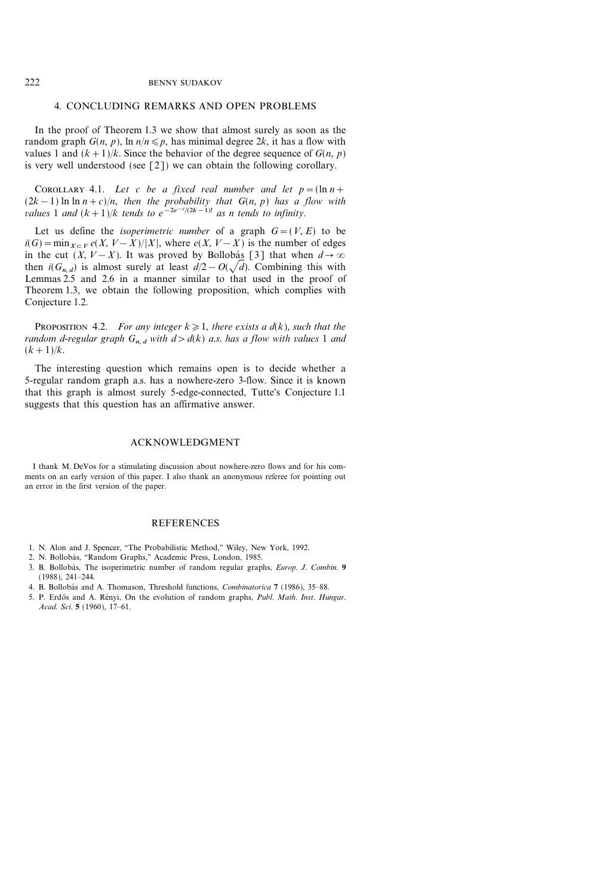## 4. CONCLUDING REMARKS AND OPEN PROBLEMS

In the proof of Theorem 1.3 we show that almost surely as soon as the random graph $G(n, p)$, $\ln n/n \leqslant p$, has minimal degree $2k$, it has a flow with values 1 and $(k+1)/k$. Since the behavior of the degree sequence of $G(n, p)$ is very well understood (see [2]) we can obtain the following corollary.

COROLLARY 4.1. *Let $c$ be a fixed real number and let $p = (\ln n + (2k-1)\ln\ln n + c)/n$, then the probability that $G(n, p)$ has a flow with values 1 and $(k+1)/k$ tends to $e^{-2e^{-c}/(2k-1)!}$ as $n$ tends to infinity.*

Let us define the *isoperimetric number* of a graph $G = (V, E)$ to be $i(G) = \min_{X \subset V} e(X, V-X)/|X|$, where $e(X, V-X)$ is the number of edges in the cut $(X, V-X)$. It was proved by Bollobás [3] that when $d \to \infty$ then $i(G_{n,d})$ is almost surely at least $d/2 - O(\sqrt{d})$. Combining this with Lemmas 2.5 and 2.6 in a manner similar to that used in the proof of Theorem 1.3, we obtain the following proposition, which complies with Conjecture 1.2.

PROPOSITION 4.2. *For any integer $k \geqslant 1$, there exists a $d(k)$, such that the random d-regular graph $G_{n,d}$ with $d > d(k)$ a.s. has a flow with values 1 and $(k+1)/k$.*

The interesting question which remains open is to decide whether a 5-regular random graph a.s. has a nowhere-zero 3-flow. Since it is known that this graph is almost surely 5-edge-connected, Tutte's Conjecture 1.1 suggests that this question has an affirmative answer.

## ACKNOWLEDGMENT

I thank M. DeVos for a stimulating discussion about nowhere-zero flows and for his comments on an early version of this paper. I also thank an anonymous referee for pointing out an error in the first version of the paper.

## REFERENCES

1. N. Alon and J. Spencer, "The Probabilistic Method," Wiley, New York, 1992.
2. N. Bollobás, "Random Graphs," Academic Press, London, 1985.
3. B. Bollobás, The isoperimetric number of random regular graphs, *Europ. J. Combin.* **9** (1988), 241–244.
4. B. Bollobás and A. Thomason, Threshold functions, *Combinatorica* **7** (1986), 35–88.
5. P. Erdős and A. Rényi, On the evolution of random graphs, *Publ. Math. Inst. Hungar. Acad. Sci.* **5** (1960), 17–61.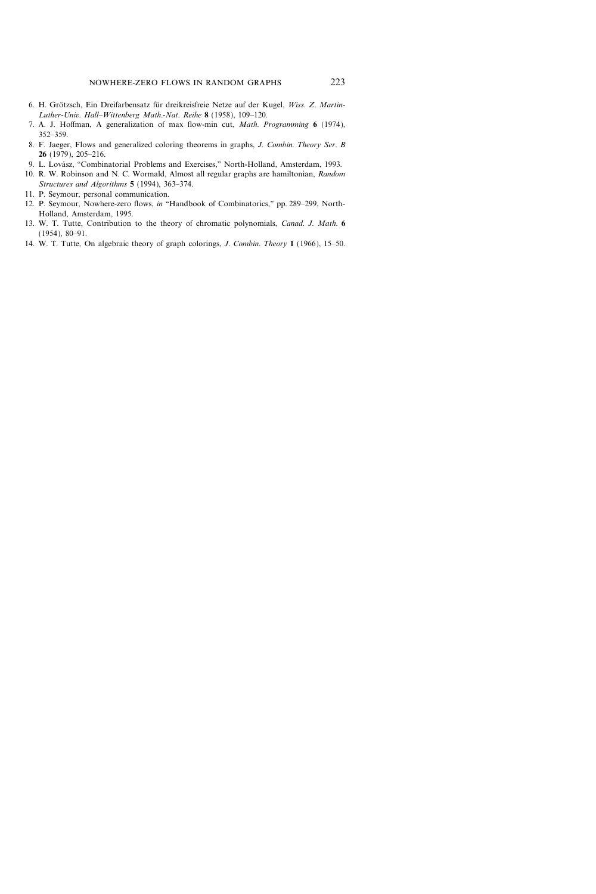6. H. Grötzsch, Ein Dreifarbensatz für dreikreisfreie Netze auf der Kugel, *Wiss. Z. Martin-Luther-Univ. Hall–Wittenberg Math.-Nat. Reihe* **8** (1958), 109–120.
7. A. J. Hoffman, A generalization of max flow-min cut, *Math. Programming* **6** (1974), 352–359.
8. F. Jaeger, Flows and generalized coloring theorems in graphs, *J. Combin. Theory Ser. B* **26** (1979), 205–216.
9. L. Lovász, "Combinatorial Problems and Exercises," North-Holland, Amsterdam, 1993.
10. R. W. Robinson and N. C. Wormald, Almost all regular graphs are hamiltonian, *Random Structures and Algorithms* **5** (1994), 363–374.
11. P. Seymour, personal communication.
12. P. Seymour, Nowhere-zero flows, *in* "Handbook of Combinatorics," pp. 289–299, North-Holland, Amsterdam, 1995.
13. W. T. Tutte, Contribution to the theory of chromatic polynomials, *Canad. J. Math.* **6** (1954), 80–91.
14. W. T. Tutte, On algebraic theory of graph colorings, *J. Combin. Theory* **1** (1966), 15–50.